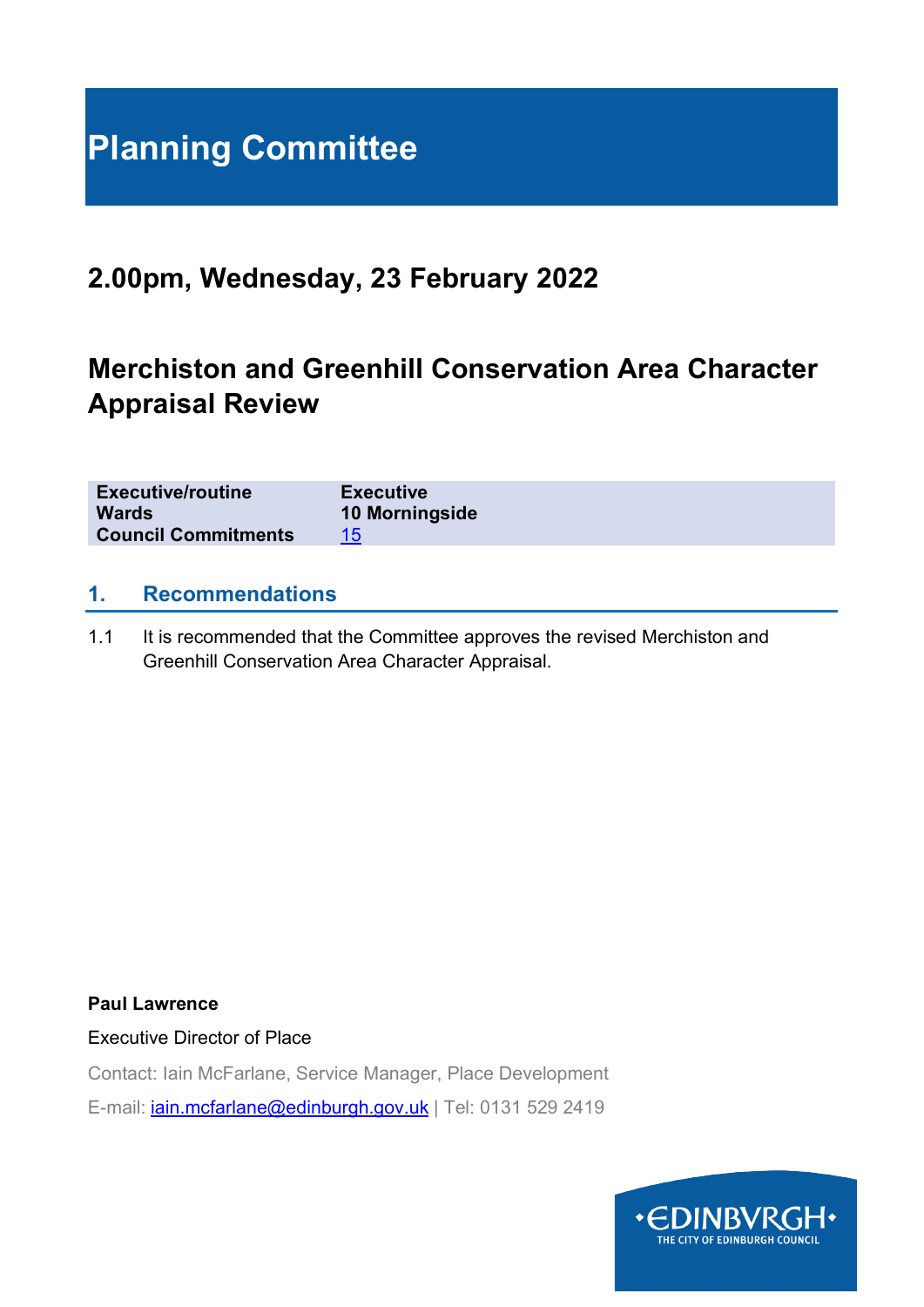# Planning Committee

## 2.00pm, Wednesday, 23 February 2022

## Merchiston and Greenhill Conservation Area Character Appraisal Review

| | |
|---|---|
| **Executive/routine** | **Executive** |
| **Wards** | **10 Morningside** |
| **Council Commitments** | 15 |

### 1. Recommendations

1.1 It is recommended that the Committee approves the revised Merchiston and Greenhill Conservation Area Character Appraisal.

**Paul Lawrence**

Executive Director of Place

Contact: Iain McFarlane, Service Manager, Place Development

E-mail: iain.mcfarlane@edinburgh.gov.uk | Tel: 0131 529 2419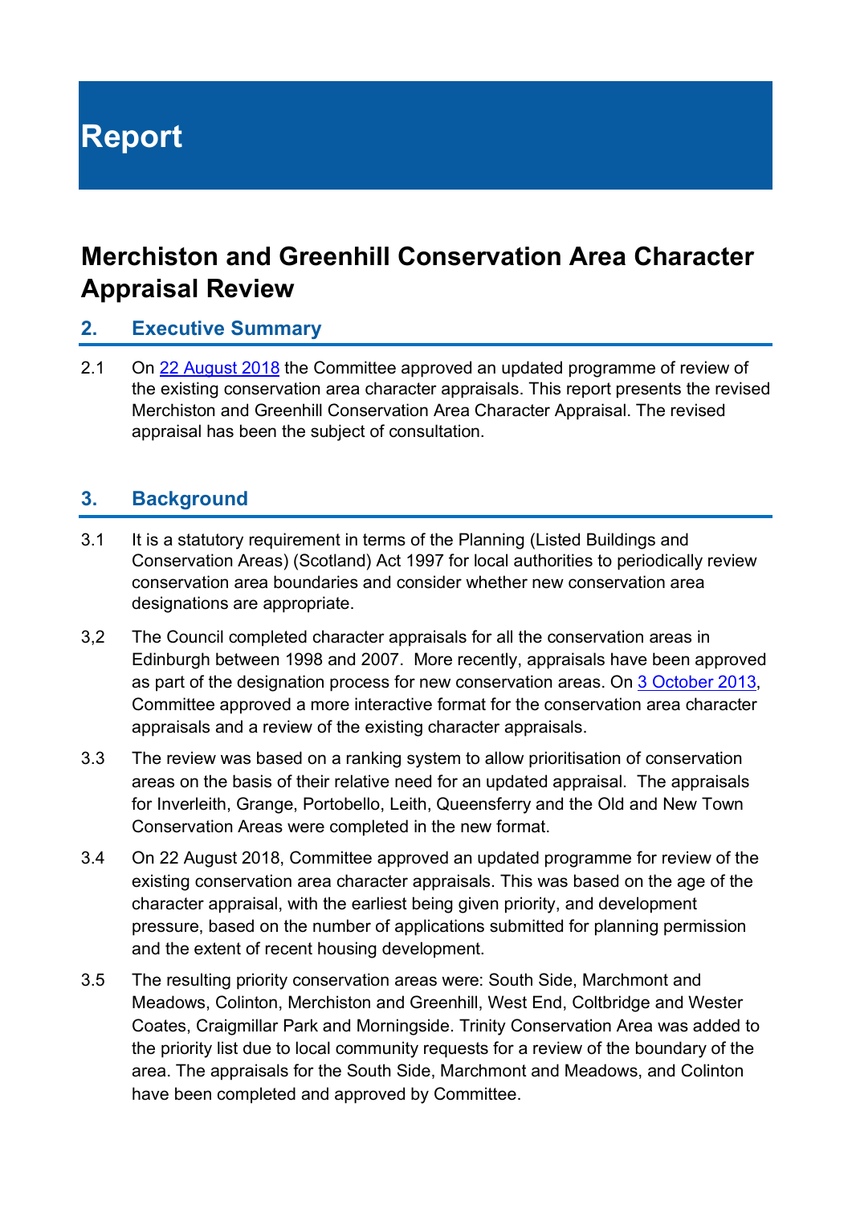# Report

# Merchiston and Greenhill Conservation Area Character Appraisal Review

## 2. Executive Summary

2.1 On 22 August 2018 the Committee approved an updated programme of review of the existing conservation area character appraisals. This report presents the revised Merchiston and Greenhill Conservation Area Character Appraisal. The revised appraisal has been the subject of consultation.

## 3. Background

3.1 It is a statutory requirement in terms of the Planning (Listed Buildings and Conservation Areas) (Scotland) Act 1997 for local authorities to periodically review conservation area boundaries and consider whether new conservation area designations are appropriate.

3,2 The Council completed character appraisals for all the conservation areas in Edinburgh between 1998 and 2007. More recently, appraisals have been approved as part of the designation process for new conservation areas. On 3 October 2013, Committee approved a more interactive format for the conservation area character appraisals and a review of the existing character appraisals.

3.3 The review was based on a ranking system to allow prioritisation of conservation areas on the basis of their relative need for an updated appraisal. The appraisals for Inverleith, Grange, Portobello, Leith, Queensferry and the Old and New Town Conservation Areas were completed in the new format.

3.4 On 22 August 2018, Committee approved an updated programme for review of the existing conservation area character appraisals. This was based on the age of the character appraisal, with the earliest being given priority, and development pressure, based on the number of applications submitted for planning permission and the extent of recent housing development.

3.5 The resulting priority conservation areas were: South Side, Marchmont and Meadows, Colinton, Merchiston and Greenhill, West End, Coltbridge and Wester Coates, Craigmillar Park and Morningside. Trinity Conservation Area was added to the priority list due to local community requests for a review of the boundary of the area. The appraisals for the South Side, Marchmont and Meadows, and Colinton have been completed and approved by Committee.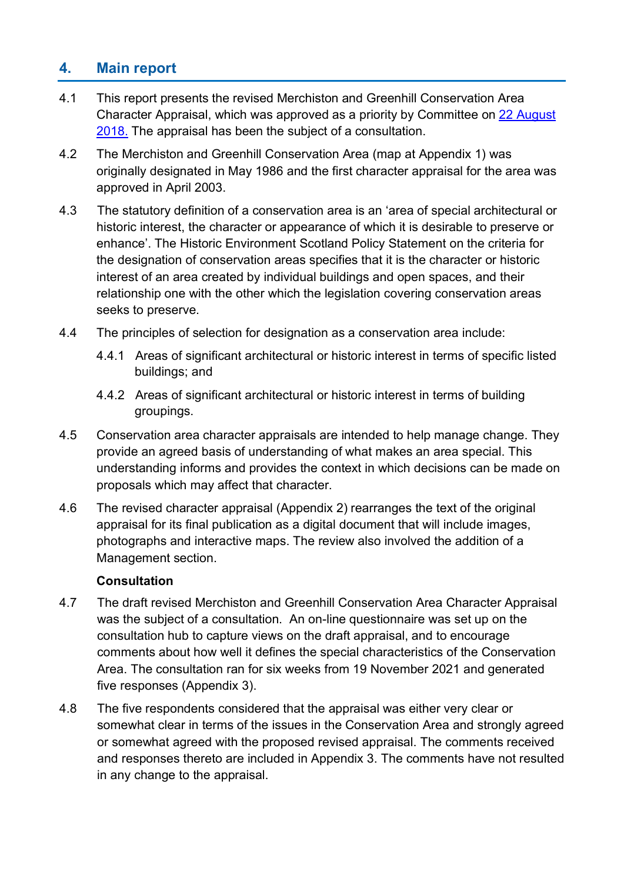## 4. Main report

4.1 This report presents the revised Merchiston and Greenhill Conservation Area Character Appraisal, which was approved as a priority by Committee on [22 August 2018.](#) The appraisal has been the subject of a consultation.

4.2 The Merchiston and Greenhill Conservation Area (map at Appendix 1) was originally designated in May 1986 and the first character appraisal for the area was approved in April 2003.

4.3 The statutory definition of a conservation area is an 'area of special architectural or historic interest, the character or appearance of which it is desirable to preserve or enhance'. The Historic Environment Scotland Policy Statement on the criteria for the designation of conservation areas specifies that it is the character or historic interest of an area created by individual buildings and open spaces, and their relationship one with the other which the legislation covering conservation areas seeks to preserve.

4.4 The principles of selection for designation as a conservation area include:

4.4.1 Areas of significant architectural or historic interest in terms of specific listed buildings; and

4.4.2 Areas of significant architectural or historic interest in terms of building groupings.

4.5 Conservation area character appraisals are intended to help manage change. They provide an agreed basis of understanding of what makes an area special. This understanding informs and provides the context in which decisions can be made on proposals which may affect that character.

4.6 The revised character appraisal (Appendix 2) rearranges the text of the original appraisal for its final publication as a digital document that will include images, photographs and interactive maps. The review also involved the addition of a Management section.

**Consultation**

4.7 The draft revised Merchiston and Greenhill Conservation Area Character Appraisal was the subject of a consultation. An on-line questionnaire was set up on the consultation hub to capture views on the draft appraisal, and to encourage comments about how well it defines the special characteristics of the Conservation Area. The consultation ran for six weeks from 19 November 2021 and generated five responses (Appendix 3).

4.8 The five respondents considered that the appraisal was either very clear or somewhat clear in terms of the issues in the Conservation Area and strongly agreed or somewhat agreed with the proposed revised appraisal. The comments received and responses thereto are included in Appendix 3. The comments have not resulted in any change to the appraisal.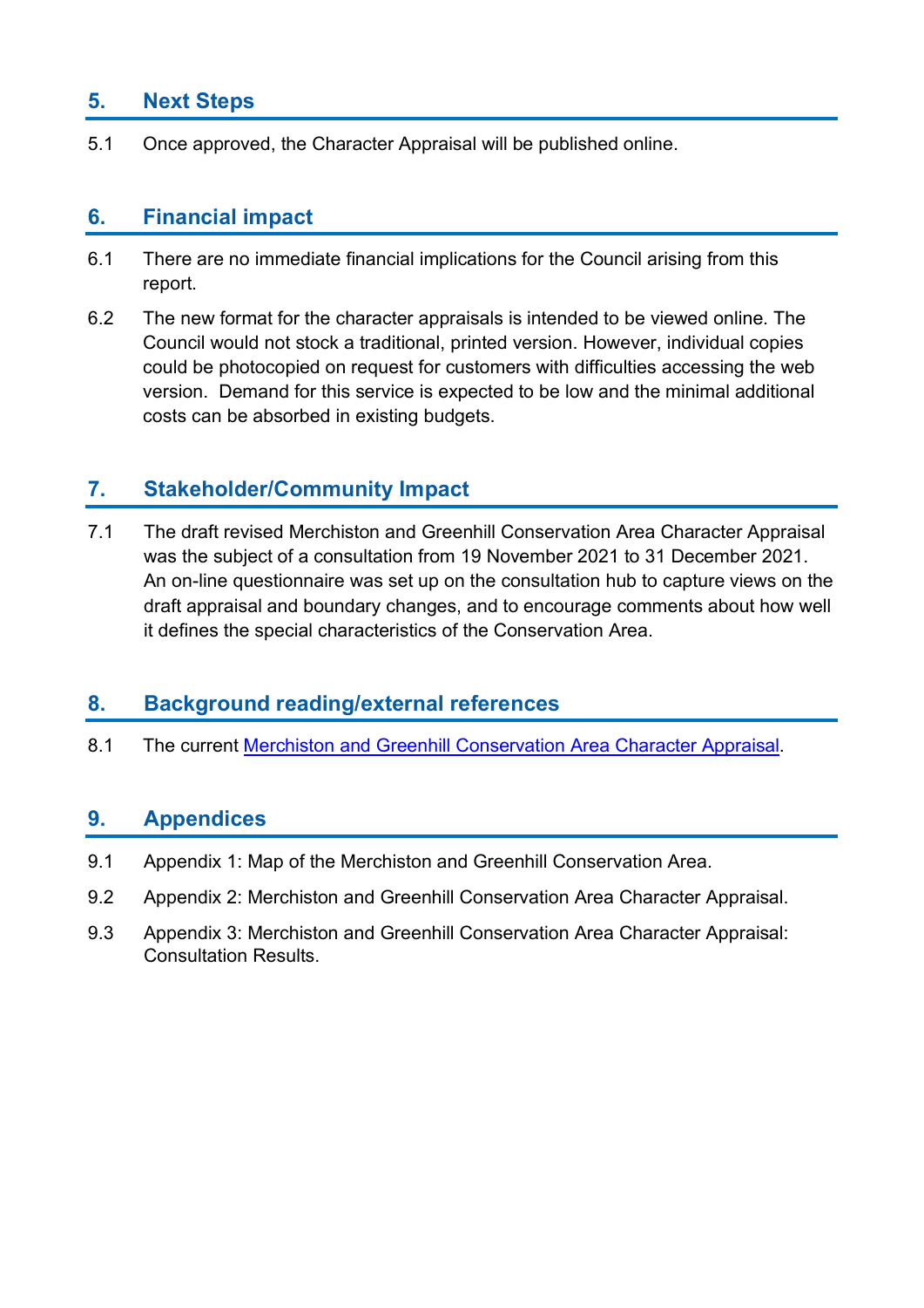## 5. Next Steps

5.1 Once approved, the Character Appraisal will be published online.

## 6. Financial impact

6.1 There are no immediate financial implications for the Council arising from this report.

6.2 The new format for the character appraisals is intended to be viewed online. The Council would not stock a traditional, printed version. However, individual copies could be photocopied on request for customers with difficulties accessing the web version. Demand for this service is expected to be low and the minimal additional costs can be absorbed in existing budgets.

## 7. Stakeholder/Community Impact

7.1 The draft revised Merchiston and Greenhill Conservation Area Character Appraisal was the subject of a consultation from 19 November 2021 to 31 December 2021. An on-line questionnaire was set up on the consultation hub to capture views on the draft appraisal and boundary changes, and to encourage comments about how well it defines the special characteristics of the Conservation Area.

## 8. Background reading/external references

8.1 The current Merchiston and Greenhill Conservation Area Character Appraisal.

## 9. Appendices

9.1 Appendix 1: Map of the Merchiston and Greenhill Conservation Area.

9.2 Appendix 2: Merchiston and Greenhill Conservation Area Character Appraisal.

9.3 Appendix 3: Merchiston and Greenhill Conservation Area Character Appraisal: Consultation Results.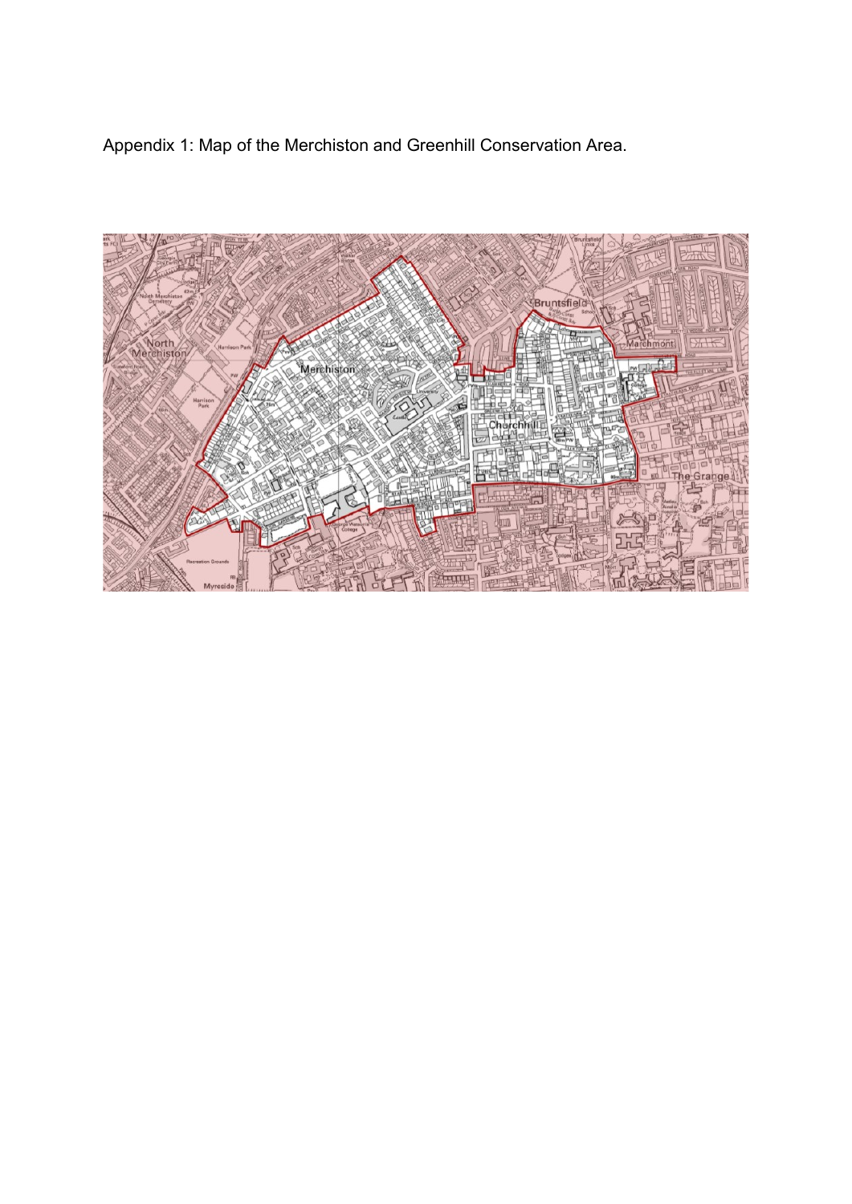Appendix 1: Map of the Merchiston and Greenhill Conservation Area.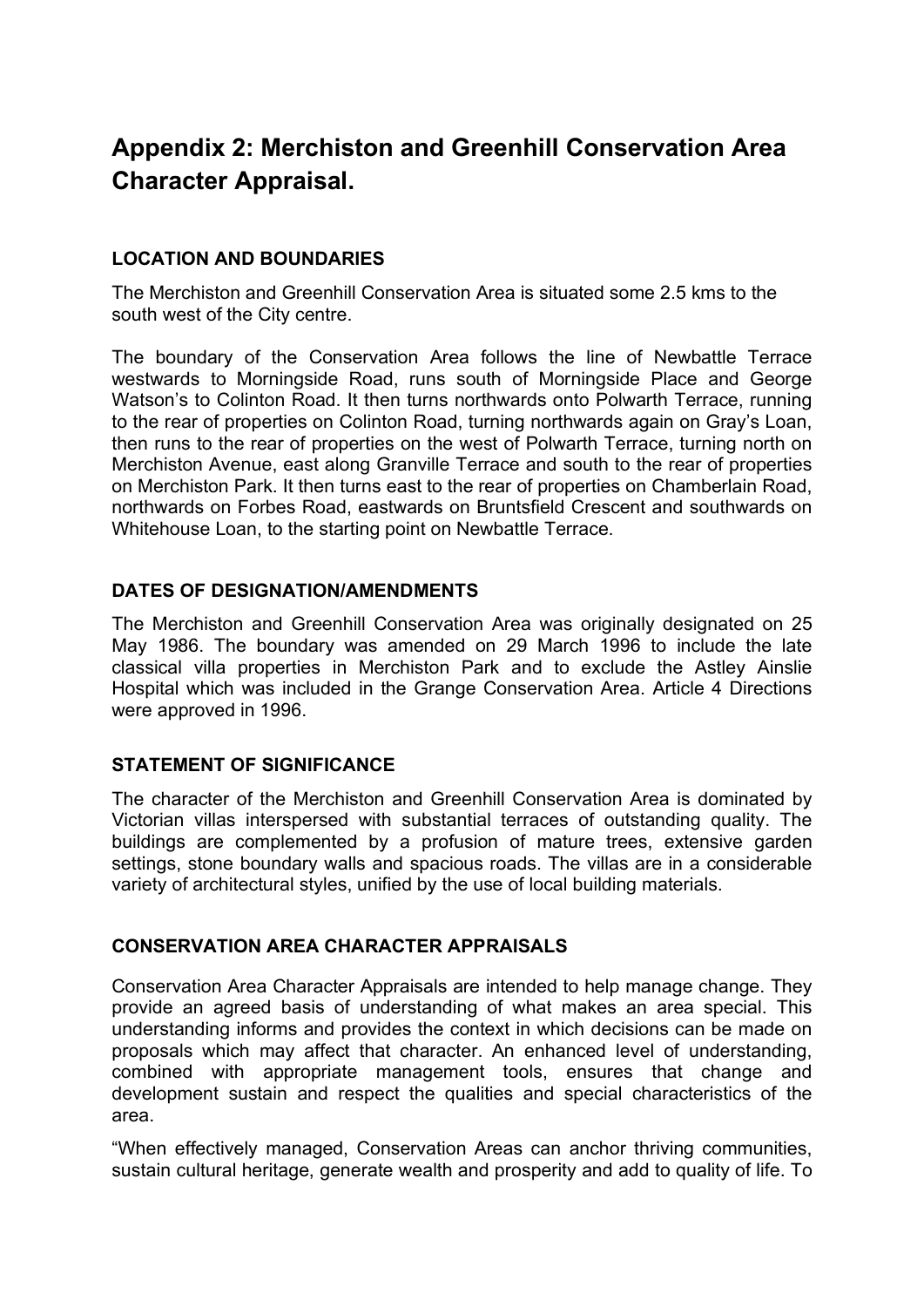# Appendix 2: Merchiston and Greenhill Conservation Area Character Appraisal.

## LOCATION AND BOUNDARIES

The Merchiston and Greenhill Conservation Area is situated some 2.5 kms to the south west of the City centre.

The boundary of the Conservation Area follows the line of Newbattle Terrace westwards to Morningside Road, runs south of Morningside Place and George Watson's to Colinton Road. It then turns northwards onto Polwarth Terrace, running to the rear of properties on Colinton Road, turning northwards again on Gray's Loan, then runs to the rear of properties on the west of Polwarth Terrace, turning north on Merchiston Avenue, east along Granville Terrace and south to the rear of properties on Merchiston Park. It then turns east to the rear of properties on Chamberlain Road, northwards on Forbes Road, eastwards on Bruntsfield Crescent and southwards on Whitehouse Loan, to the starting point on Newbattle Terrace.

## DATES OF DESIGNATION/AMENDMENTS

The Merchiston and Greenhill Conservation Area was originally designated on 25 May 1986. The boundary was amended on 29 March 1996 to include the late classical villa properties in Merchiston Park and to exclude the Astley Ainslie Hospital which was included in the Grange Conservation Area. Article 4 Directions were approved in 1996.

## STATEMENT OF SIGNIFICANCE

The character of the Merchiston and Greenhill Conservation Area is dominated by Victorian villas interspersed with substantial terraces of outstanding quality. The buildings are complemented by a profusion of mature trees, extensive garden settings, stone boundary walls and spacious roads. The villas are in a considerable variety of architectural styles, unified by the use of local building materials.

## CONSERVATION AREA CHARACTER APPRAISALS

Conservation Area Character Appraisals are intended to help manage change. They provide an agreed basis of understanding of what makes an area special. This understanding informs and provides the context in which decisions can be made on proposals which may affect that character. An enhanced level of understanding, combined with appropriate management tools, ensures that change and development sustain and respect the qualities and special characteristics of the area.

"When effectively managed, Conservation Areas can anchor thriving communities, sustain cultural heritage, generate wealth and prosperity and add to quality of life. To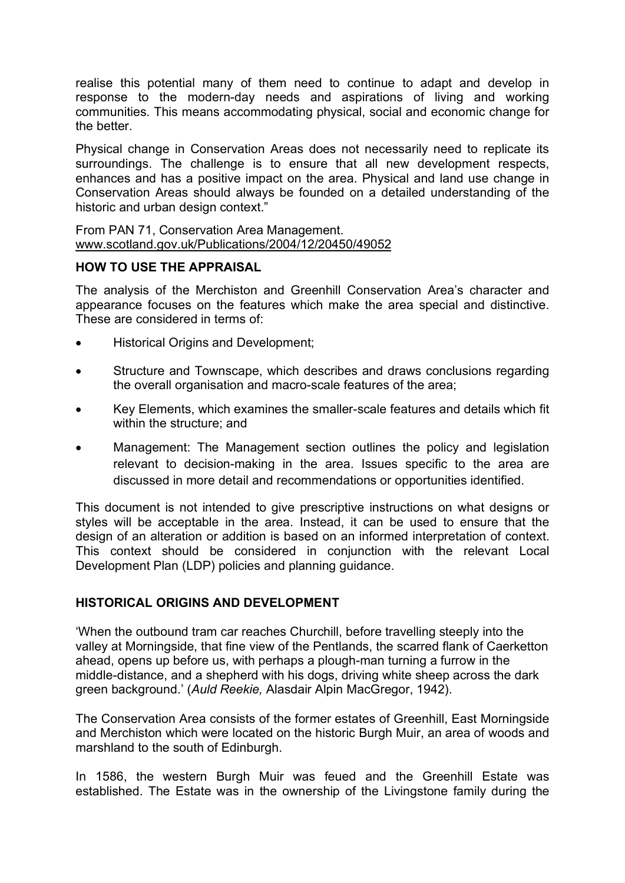realise this potential many of them need to continue to adapt and develop in response to the modern-day needs and aspirations of living and working communities. This means accommodating physical, social and economic change for the better.

Physical change in Conservation Areas does not necessarily need to replicate its surroundings. The challenge is to ensure that all new development respects, enhances and has a positive impact on the area. Physical and land use change in Conservation Areas should always be founded on a detailed understanding of the historic and urban design context."

From PAN 71, Conservation Area Management.
www.scotland.gov.uk/Publications/2004/12/20450/49052

## HOW TO USE THE APPRAISAL

The analysis of the Merchiston and Greenhill Conservation Area's character and appearance focuses on the features which make the area special and distinctive. These are considered in terms of:

- Historical Origins and Development;
- Structure and Townscape, which describes and draws conclusions regarding the overall organisation and macro-scale features of the area;
- Key Elements, which examines the smaller-scale features and details which fit within the structure; and
- Management: The Management section outlines the policy and legislation relevant to decision-making in the area. Issues specific to the area are discussed in more detail and recommendations or opportunities identified.

This document is not intended to give prescriptive instructions on what designs or styles will be acceptable in the area. Instead, it can be used to ensure that the design of an alteration or addition is based on an informed interpretation of context. This context should be considered in conjunction with the relevant Local Development Plan (LDP) policies and planning guidance.

## HISTORICAL ORIGINS AND DEVELOPMENT

'When the outbound tram car reaches Churchill, before travelling steeply into the valley at Morningside, that fine view of the Pentlands, the scarred flank of Caerketton ahead, opens up before us, with perhaps a plough-man turning a furrow in the middle-distance, and a shepherd with his dogs, driving white sheep across the dark green background.' (*Auld Reekie,* Alasdair Alpin MacGregor, 1942).

The Conservation Area consists of the former estates of Greenhill, East Morningside and Merchiston which were located on the historic Burgh Muir, an area of woods and marshland to the south of Edinburgh.

In 1586, the western Burgh Muir was feued and the Greenhill Estate was established. The Estate was in the ownership of the Livingstone family during the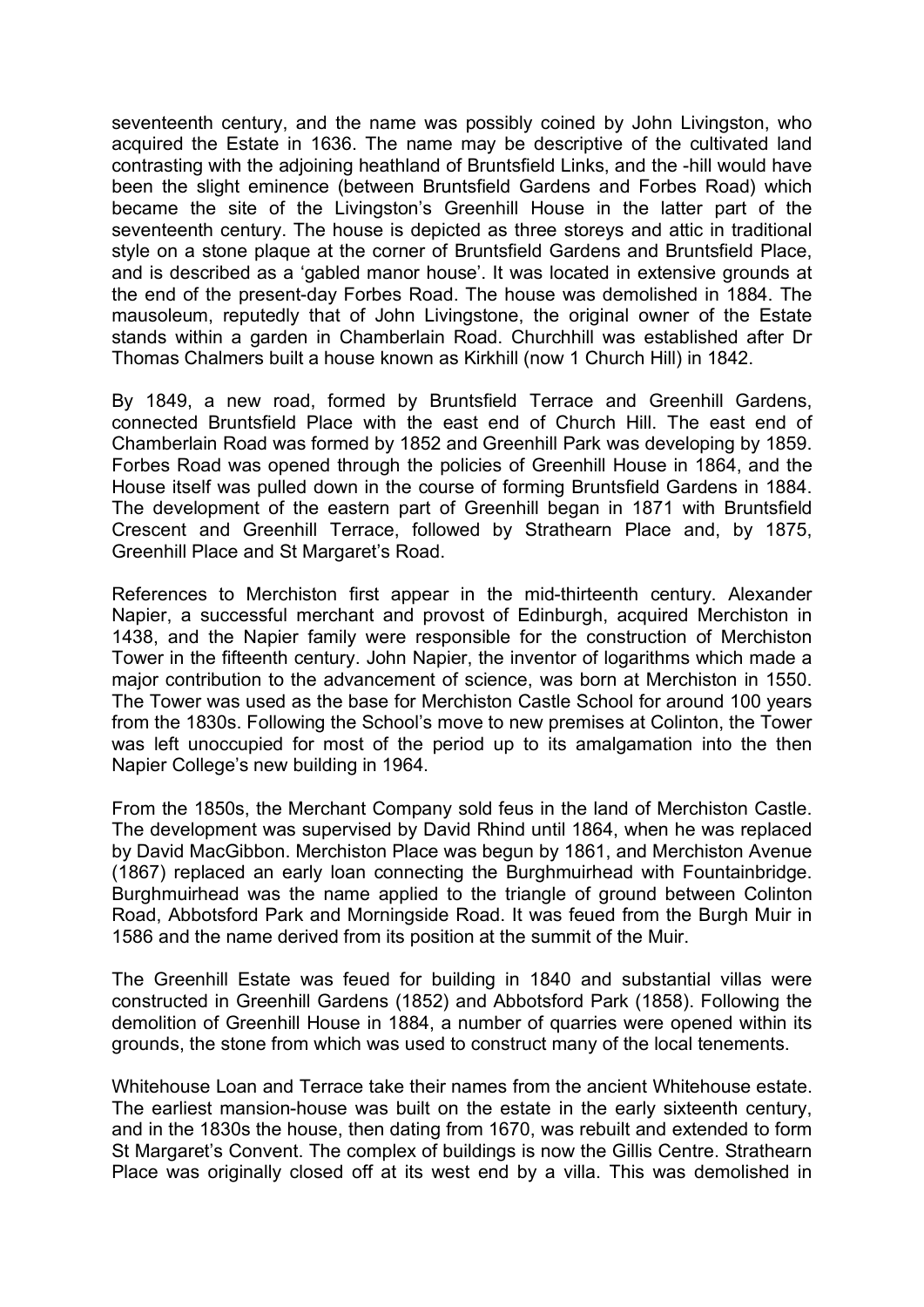seventeenth century, and the name was possibly coined by John Livingston, who acquired the Estate in 1636. The name may be descriptive of the cultivated land contrasting with the adjoining heathland of Bruntsfield Links, and the -hill would have been the slight eminence (between Bruntsfield Gardens and Forbes Road) which became the site of the Livingston's Greenhill House in the latter part of the seventeenth century. The house is depicted as three storeys and attic in traditional style on a stone plaque at the corner of Bruntsfield Gardens and Bruntsfield Place, and is described as a 'gabled manor house'. It was located in extensive grounds at the end of the present-day Forbes Road. The house was demolished in 1884. The mausoleum, reputedly that of John Livingstone, the original owner of the Estate stands within a garden in Chamberlain Road. Churchhill was established after Dr Thomas Chalmers built a house known as Kirkhill (now 1 Church Hill) in 1842.

By 1849, a new road, formed by Bruntsfield Terrace and Greenhill Gardens, connected Bruntsfield Place with the east end of Church Hill. The east end of Chamberlain Road was formed by 1852 and Greenhill Park was developing by 1859. Forbes Road was opened through the policies of Greenhill House in 1864, and the House itself was pulled down in the course of forming Bruntsfield Gardens in 1884. The development of the eastern part of Greenhill began in 1871 with Bruntsfield Crescent and Greenhill Terrace, followed by Strathearn Place and, by 1875, Greenhill Place and St Margaret's Road.

References to Merchiston first appear in the mid-thirteenth century. Alexander Napier, a successful merchant and provost of Edinburgh, acquired Merchiston in 1438, and the Napier family were responsible for the construction of Merchiston Tower in the fifteenth century. John Napier, the inventor of logarithms which made a major contribution to the advancement of science, was born at Merchiston in 1550. The Tower was used as the base for Merchiston Castle School for around 100 years from the 1830s. Following the School's move to new premises at Colinton, the Tower was left unoccupied for most of the period up to its amalgamation into the then Napier College's new building in 1964.

From the 1850s, the Merchant Company sold feus in the land of Merchiston Castle. The development was supervised by David Rhind until 1864, when he was replaced by David MacGibbon. Merchiston Place was begun by 1861, and Merchiston Avenue (1867) replaced an early loan connecting the Burghmuirhead with Fountainbridge. Burghmuirhead was the name applied to the triangle of ground between Colinton Road, Abbotsford Park and Morningside Road. It was feued from the Burgh Muir in 1586 and the name derived from its position at the summit of the Muir.

The Greenhill Estate was feued for building in 1840 and substantial villas were constructed in Greenhill Gardens (1852) and Abbotsford Park (1858). Following the demolition of Greenhill House in 1884, a number of quarries were opened within its grounds, the stone from which was used to construct many of the local tenements.

Whitehouse Loan and Terrace take their names from the ancient Whitehouse estate. The earliest mansion-house was built on the estate in the early sixteenth century, and in the 1830s the house, then dating from 1670, was rebuilt and extended to form St Margaret's Convent. The complex of buildings is now the Gillis Centre. Strathearn Place was originally closed off at its west end by a villa. This was demolished in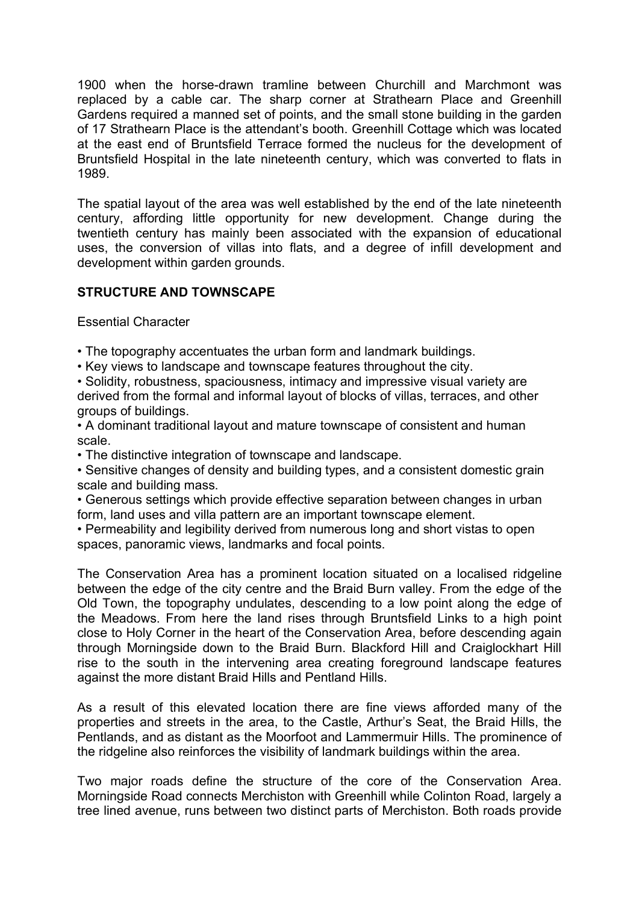1900 when the horse-drawn tramline between Churchill and Marchmont was replaced by a cable car. The sharp corner at Strathearn Place and Greenhill Gardens required a manned set of points, and the small stone building in the garden of 17 Strathearn Place is the attendant's booth. Greenhill Cottage which was located at the east end of Bruntsfield Terrace formed the nucleus for the development of Bruntsfield Hospital in the late nineteenth century, which was converted to flats in 1989.

The spatial layout of the area was well established by the end of the late nineteenth century, affording little opportunity for new development. Change during the twentieth century has mainly been associated with the expansion of educational uses, the conversion of villas into flats, and a degree of infill development and development within garden grounds.

## STRUCTURE AND TOWNSCAPE

Essential Character

- The topography accentuates the urban form and landmark buildings.
- Key views to landscape and townscape features throughout the city.
- Solidity, robustness, spaciousness, intimacy and impressive visual variety are derived from the formal and informal layout of blocks of villas, terraces, and other groups of buildings.
- A dominant traditional layout and mature townscape of consistent and human scale.
- The distinctive integration of townscape and landscape.
- Sensitive changes of density and building types, and a consistent domestic grain scale and building mass.
- Generous settings which provide effective separation between changes in urban form, land uses and villa pattern are an important townscape element.
- Permeability and legibility derived from numerous long and short vistas to open spaces, panoramic views, landmarks and focal points.

The Conservation Area has a prominent location situated on a localised ridgeline between the edge of the city centre and the Braid Burn valley. From the edge of the Old Town, the topography undulates, descending to a low point along the edge of the Meadows. From here the land rises through Bruntsfield Links to a high point close to Holy Corner in the heart of the Conservation Area, before descending again through Morningside down to the Braid Burn. Blackford Hill and Craiglockhart Hill rise to the south in the intervening area creating foreground landscape features against the more distant Braid Hills and Pentland Hills.

As a result of this elevated location there are fine views afforded many of the properties and streets in the area, to the Castle, Arthur's Seat, the Braid Hills, the Pentlands, and as distant as the Moorfoot and Lammermuir Hills. The prominence of the ridgeline also reinforces the visibility of landmark buildings within the area.

Two major roads define the structure of the core of the Conservation Area. Morningside Road connects Merchiston with Greenhill while Colinton Road, largely a tree lined avenue, runs between two distinct parts of Merchiston. Both roads provide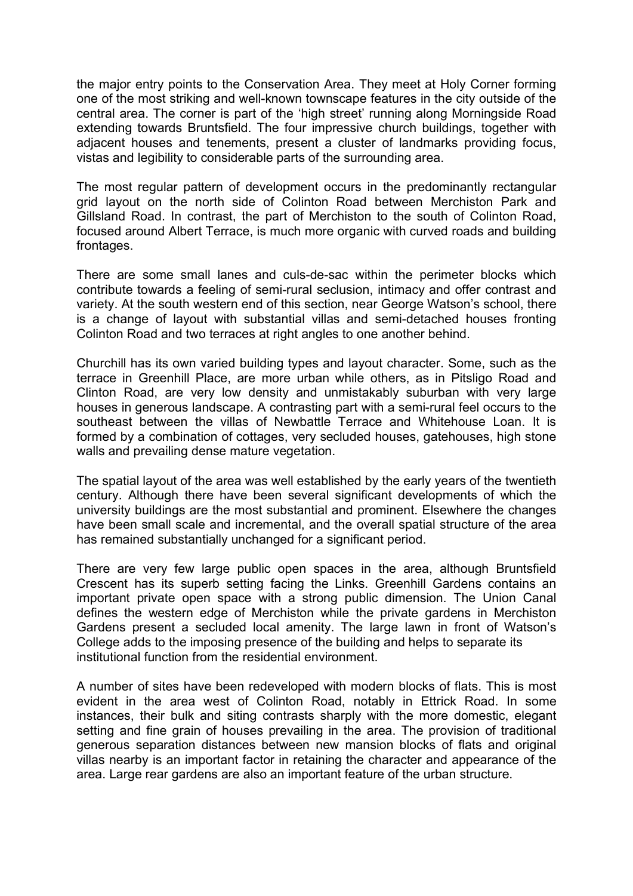the major entry points to the Conservation Area. They meet at Holy Corner forming one of the most striking and well-known townscape features in the city outside of the central area. The corner is part of the 'high street' running along Morningside Road extending towards Bruntsfield. The four impressive church buildings, together with adjacent houses and tenements, present a cluster of landmarks providing focus, vistas and legibility to considerable parts of the surrounding area.

The most regular pattern of development occurs in the predominantly rectangular grid layout on the north side of Colinton Road between Merchiston Park and Gillsland Road. In contrast, the part of Merchiston to the south of Colinton Road, focused around Albert Terrace, is much more organic with curved roads and building frontages.

There are some small lanes and culs-de-sac within the perimeter blocks which contribute towards a feeling of semi-rural seclusion, intimacy and offer contrast and variety. At the south western end of this section, near George Watson's school, there is a change of layout with substantial villas and semi-detached houses fronting Colinton Road and two terraces at right angles to one another behind.

Churchill has its own varied building types and layout character. Some, such as the terrace in Greenhill Place, are more urban while others, as in Pitsligo Road and Clinton Road, are very low density and unmistakably suburban with very large houses in generous landscape. A contrasting part with a semi-rural feel occurs to the southeast between the villas of Newbattle Terrace and Whitehouse Loan. It is formed by a combination of cottages, very secluded houses, gatehouses, high stone walls and prevailing dense mature vegetation.

The spatial layout of the area was well established by the early years of the twentieth century. Although there have been several significant developments of which the university buildings are the most substantial and prominent. Elsewhere the changes have been small scale and incremental, and the overall spatial structure of the area has remained substantially unchanged for a significant period.

There are very few large public open spaces in the area, although Bruntsfield Crescent has its superb setting facing the Links. Greenhill Gardens contains an important private open space with a strong public dimension. The Union Canal defines the western edge of Merchiston while the private gardens in Merchiston Gardens present a secluded local amenity. The large lawn in front of Watson's College adds to the imposing presence of the building and helps to separate its institutional function from the residential environment.

A number of sites have been redeveloped with modern blocks of flats. This is most evident in the area west of Colinton Road, notably in Ettrick Road. In some instances, their bulk and siting contrasts sharply with the more domestic, elegant setting and fine grain of houses prevailing in the area. The provision of traditional generous separation distances between new mansion blocks of flats and original villas nearby is an important factor in retaining the character and appearance of the area. Large rear gardens are also an important feature of the urban structure.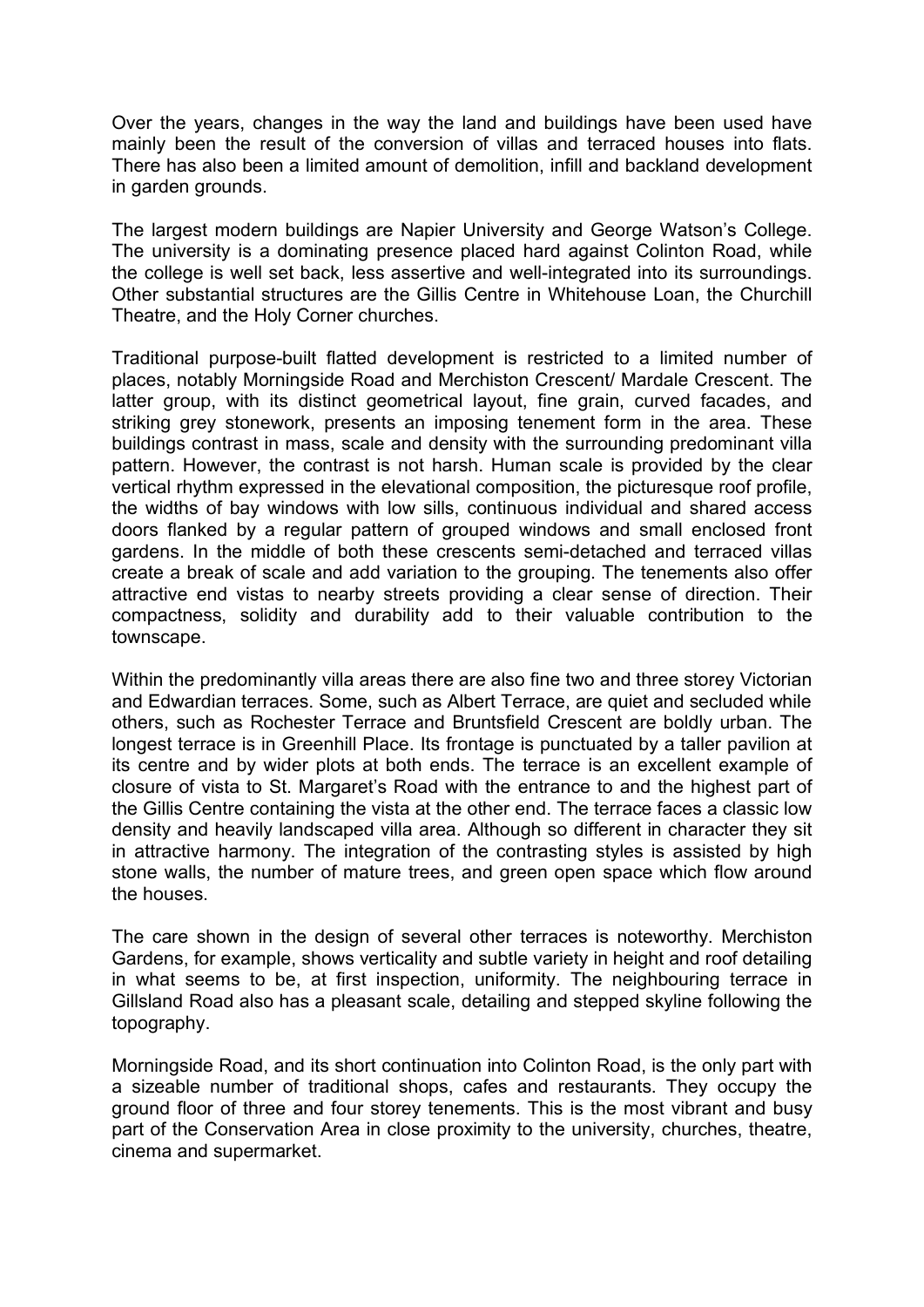Over the years, changes in the way the land and buildings have been used have mainly been the result of the conversion of villas and terraced houses into flats. There has also been a limited amount of demolition, infill and backland development in garden grounds.

The largest modern buildings are Napier University and George Watson's College. The university is a dominating presence placed hard against Colinton Road, while the college is well set back, less assertive and well-integrated into its surroundings. Other substantial structures are the Gillis Centre in Whitehouse Loan, the Churchill Theatre, and the Holy Corner churches.

Traditional purpose-built flatted development is restricted to a limited number of places, notably Morningside Road and Merchiston Crescent/ Mardale Crescent. The latter group, with its distinct geometrical layout, fine grain, curved facades, and striking grey stonework, presents an imposing tenement form in the area. These buildings contrast in mass, scale and density with the surrounding predominant villa pattern. However, the contrast is not harsh. Human scale is provided by the clear vertical rhythm expressed in the elevational composition, the picturesque roof profile, the widths of bay windows with low sills, continuous individual and shared access doors flanked by a regular pattern of grouped windows and small enclosed front gardens. In the middle of both these crescents semi-detached and terraced villas create a break of scale and add variation to the grouping. The tenements also offer attractive end vistas to nearby streets providing a clear sense of direction. Their compactness, solidity and durability add to their valuable contribution to the townscape.

Within the predominantly villa areas there are also fine two and three storey Victorian and Edwardian terraces. Some, such as Albert Terrace, are quiet and secluded while others, such as Rochester Terrace and Bruntsfield Crescent are boldly urban. The longest terrace is in Greenhill Place. Its frontage is punctuated by a taller pavilion at its centre and by wider plots at both ends. The terrace is an excellent example of closure of vista to St. Margaret's Road with the entrance to and the highest part of the Gillis Centre containing the vista at the other end. The terrace faces a classic low density and heavily landscaped villa area. Although so different in character they sit in attractive harmony. The integration of the contrasting styles is assisted by high stone walls, the number of mature trees, and green open space which flow around the houses.

The care shown in the design of several other terraces is noteworthy. Merchiston Gardens, for example, shows verticality and subtle variety in height and roof detailing in what seems to be, at first inspection, uniformity. The neighbouring terrace in Gillsland Road also has a pleasant scale, detailing and stepped skyline following the topography.

Morningside Road, and its short continuation into Colinton Road, is the only part with a sizeable number of traditional shops, cafes and restaurants. They occupy the ground floor of three and four storey tenements. This is the most vibrant and busy part of the Conservation Area in close proximity to the university, churches, theatre, cinema and supermarket.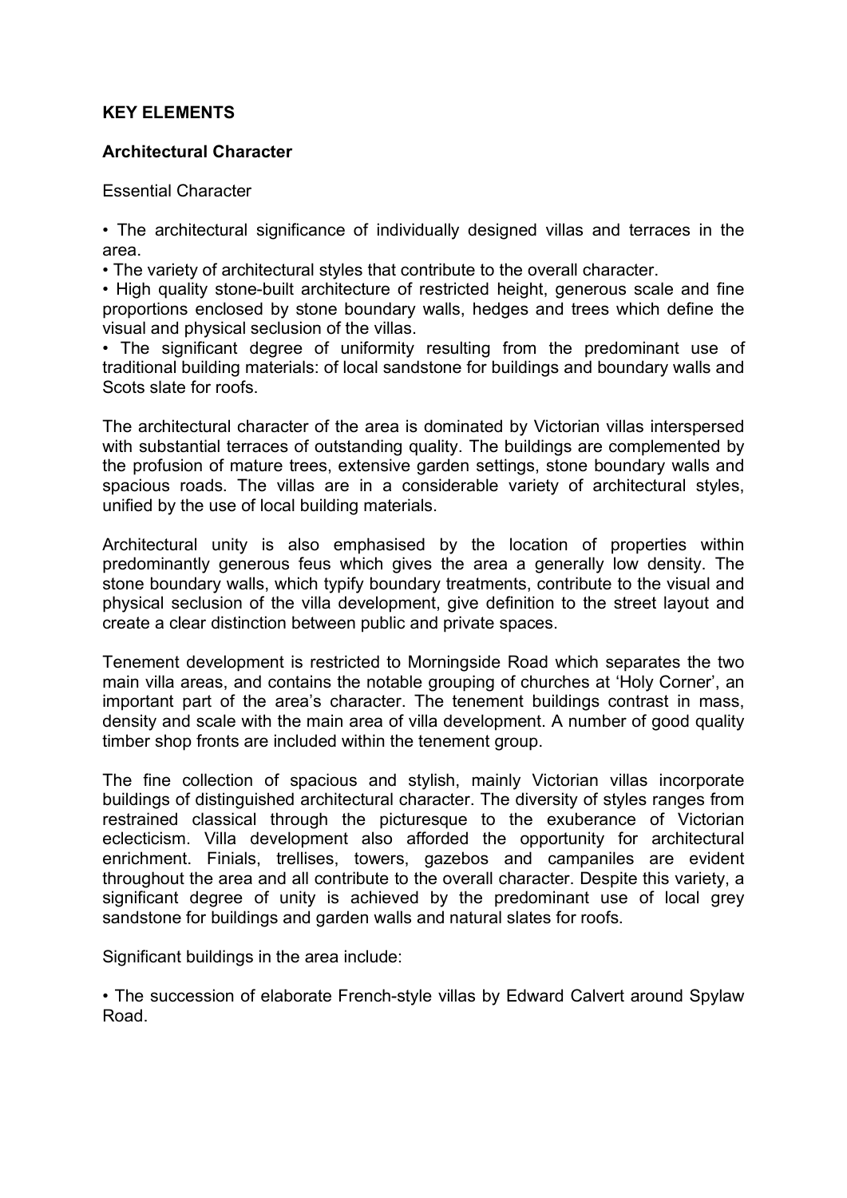**KEY ELEMENTS**

**Architectural Character**

Essential Character

- The architectural significance of individually designed villas and terraces in the area.
- The variety of architectural styles that contribute to the overall character.
- High quality stone-built architecture of restricted height, generous scale and fine proportions enclosed by stone boundary walls, hedges and trees which define the visual and physical seclusion of the villas.
- The significant degree of uniformity resulting from the predominant use of traditional building materials: of local sandstone for buildings and boundary walls and Scots slate for roofs.

The architectural character of the area is dominated by Victorian villas interspersed with substantial terraces of outstanding quality. The buildings are complemented by the profusion of mature trees, extensive garden settings, stone boundary walls and spacious roads. The villas are in a considerable variety of architectural styles, unified by the use of local building materials.

Architectural unity is also emphasised by the location of properties within predominantly generous feus which gives the area a generally low density. The stone boundary walls, which typify boundary treatments, contribute to the visual and physical seclusion of the villa development, give definition to the street layout and create a clear distinction between public and private spaces.

Tenement development is restricted to Morningside Road which separates the two main villa areas, and contains the notable grouping of churches at 'Holy Corner', an important part of the area's character. The tenement buildings contrast in mass, density and scale with the main area of villa development. A number of good quality timber shop fronts are included within the tenement group.

The fine collection of spacious and stylish, mainly Victorian villas incorporate buildings of distinguished architectural character. The diversity of styles ranges from restrained classical through the picturesque to the exuberance of Victorian eclecticism. Villa development also afforded the opportunity for architectural enrichment. Finials, trellises, towers, gazebos and campaniles are evident throughout the area and all contribute to the overall character. Despite this variety, a significant degree of unity is achieved by the predominant use of local grey sandstone for buildings and garden walls and natural slates for roofs.

Significant buildings in the area include:

- The succession of elaborate French-style villas by Edward Calvert around Spylaw Road.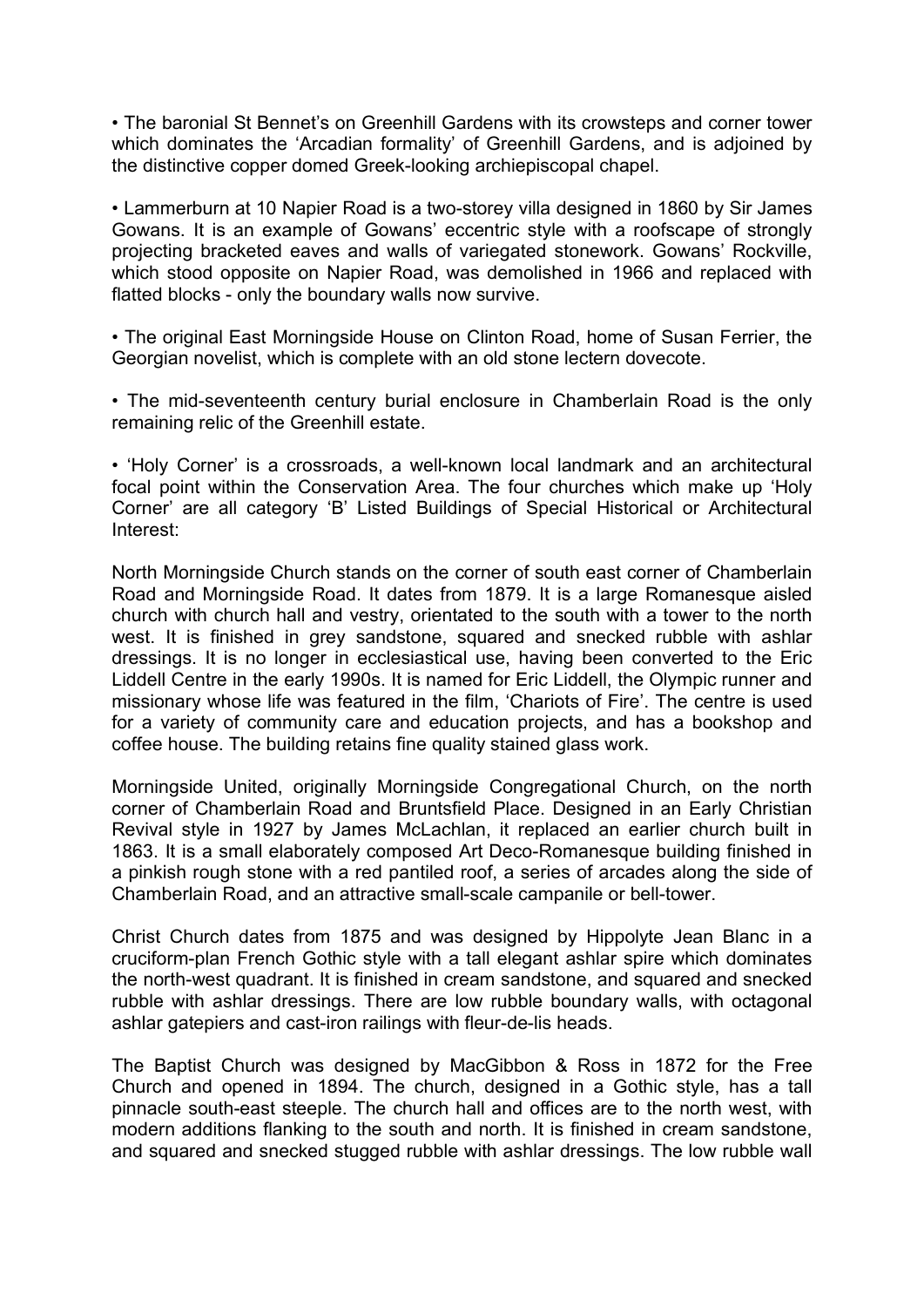- The baronial St Bennet's on Greenhill Gardens with its crowsteps and corner tower which dominates the 'Arcadian formality' of Greenhill Gardens, and is adjoined by the distinctive copper domed Greek-looking archiepiscopal chapel.

- Lammerburn at 10 Napier Road is a two-storey villa designed in 1860 by Sir James Gowans. It is an example of Gowans' eccentric style with a roofscape of strongly projecting bracketed eaves and walls of variegated stonework. Gowans' Rockville, which stood opposite on Napier Road, was demolished in 1966 and replaced with flatted blocks - only the boundary walls now survive.

- The original East Morningside House on Clinton Road, home of Susan Ferrier, the Georgian novelist, which is complete with an old stone lectern dovecote.

- The mid-seventeenth century burial enclosure in Chamberlain Road is the only remaining relic of the Greenhill estate.

- 'Holy Corner' is a crossroads, a well-known local landmark and an architectural focal point within the Conservation Area. The four churches which make up 'Holy Corner' are all category 'B' Listed Buildings of Special Historical or Architectural Interest:

North Morningside Church stands on the corner of south east corner of Chamberlain Road and Morningside Road. It dates from 1879. It is a large Romanesque aisled church with church hall and vestry, orientated to the south with a tower to the north west. It is finished in grey sandstone, squared and snecked rubble with ashlar dressings. It is no longer in ecclesiastical use, having been converted to the Eric Liddell Centre in the early 1990s. It is named for Eric Liddell, the Olympic runner and missionary whose life was featured in the film, 'Chariots of Fire'. The centre is used for a variety of community care and education projects, and has a bookshop and coffee house. The building retains fine quality stained glass work.

Morningside United, originally Morningside Congregational Church, on the north corner of Chamberlain Road and Bruntsfield Place. Designed in an Early Christian Revival style in 1927 by James McLachlan, it replaced an earlier church built in 1863. It is a small elaborately composed Art Deco-Romanesque building finished in a pinkish rough stone with a red pantiled roof, a series of arcades along the side of Chamberlain Road, and an attractive small-scale campanile or bell-tower.

Christ Church dates from 1875 and was designed by Hippolyte Jean Blanc in a cruciform-plan French Gothic style with a tall elegant ashlar spire which dominates the north-west quadrant. It is finished in cream sandstone, and squared and snecked rubble with ashlar dressings. There are low rubble boundary walls, with octagonal ashlar gatepiers and cast-iron railings with fleur-de-lis heads.

The Baptist Church was designed by MacGibbon & Ross in 1872 for the Free Church and opened in 1894. The church, designed in a Gothic style, has a tall pinnacle south-east steeple. The church hall and offices are to the north west, with modern additions flanking to the south and north. It is finished in cream sandstone, and squared and snecked stugged rubble with ashlar dressings. The low rubble wall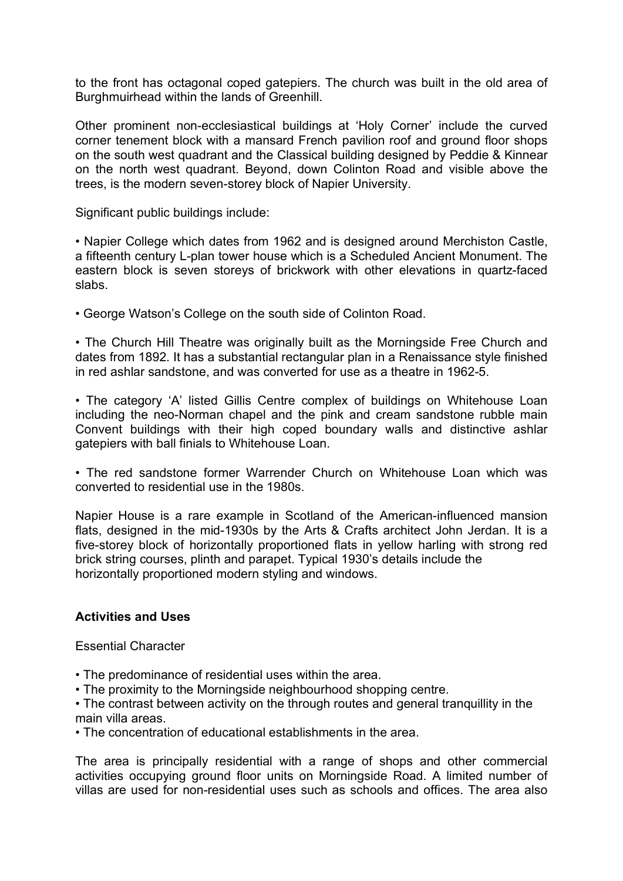to the front has octagonal coped gatepiers. The church was built in the old area of Burghmuirhead within the lands of Greenhill.

Other prominent non-ecclesiastical buildings at 'Holy Corner' include the curved corner tenement block with a mansard French pavilion roof and ground floor shops on the south west quadrant and the Classical building designed by Peddie & Kinnear on the north west quadrant. Beyond, down Colinton Road and visible above the trees, is the modern seven-storey block of Napier University.

Significant public buildings include:

- Napier College which dates from 1962 and is designed around Merchiston Castle, a fifteenth century L-plan tower house which is a Scheduled Ancient Monument. The eastern block is seven storeys of brickwork with other elevations in quartz-faced slabs.

- George Watson's College on the south side of Colinton Road.

- The Church Hill Theatre was originally built as the Morningside Free Church and dates from 1892. It has a substantial rectangular plan in a Renaissance style finished in red ashlar sandstone, and was converted for use as a theatre in 1962-5.

- The category 'A' listed Gillis Centre complex of buildings on Whitehouse Loan including the neo-Norman chapel and the pink and cream sandstone rubble main Convent buildings with their high coped boundary walls and distinctive ashlar gatepiers with ball finials to Whitehouse Loan.

- The red sandstone former Warrender Church on Whitehouse Loan which was converted to residential use in the 1980s.

Napier House is a rare example in Scotland of the American-influenced mansion flats, designed in the mid-1930s by the Arts & Crafts architect John Jerdan. It is a five-storey block of horizontally proportioned flats in yellow harling with strong red brick string courses, plinth and parapet. Typical 1930's details include the horizontally proportioned modern styling and windows.

**Activities and Uses**

Essential Character

- The predominance of residential uses within the area.
- The proximity to the Morningside neighbourhood shopping centre.
- The contrast between activity on the through routes and general tranquillity in the main villa areas.
- The concentration of educational establishments in the area.

The area is principally residential with a range of shops and other commercial activities occupying ground floor units on Morningside Road. A limited number of villas are used for non-residential uses such as schools and offices. The area also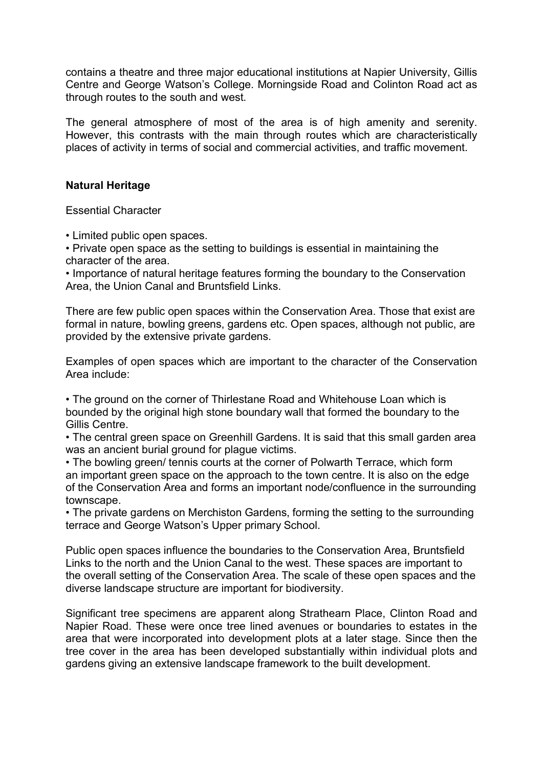contains a theatre and three major educational institutions at Napier University, Gillis Centre and George Watson's College. Morningside Road and Colinton Road act as through routes to the south and west.

The general atmosphere of most of the area is of high amenity and serenity. However, this contrasts with the main through routes which are characteristically places of activity in terms of social and commercial activities, and traffic movement.

## Natural Heritage

Essential Character

- Limited public open spaces.
- Private open space as the setting to buildings is essential in maintaining the character of the area.
- Importance of natural heritage features forming the boundary to the Conservation Area, the Union Canal and Bruntsfield Links.

There are few public open spaces within the Conservation Area. Those that exist are formal in nature, bowling greens, gardens etc. Open spaces, although not public, are provided by the extensive private gardens.

Examples of open spaces which are important to the character of the Conservation Area include:

- The ground on the corner of Thirlestane Road and Whitehouse Loan which is bounded by the original high stone boundary wall that formed the boundary to the Gillis Centre.
- The central green space on Greenhill Gardens. It is said that this small garden area was an ancient burial ground for plague victims.
- The bowling green/ tennis courts at the corner of Polwarth Terrace, which form an important green space on the approach to the town centre. It is also on the edge of the Conservation Area and forms an important node/confluence in the surrounding townscape.
- The private gardens on Merchiston Gardens, forming the setting to the surrounding terrace and George Watson's Upper primary School.

Public open spaces influence the boundaries to the Conservation Area, Bruntsfield Links to the north and the Union Canal to the west. These spaces are important to the overall setting of the Conservation Area. The scale of these open spaces and the diverse landscape structure are important for biodiversity.

Significant tree specimens are apparent along Strathearn Place, Clinton Road and Napier Road. These were once tree lined avenues or boundaries to estates in the area that were incorporated into development plots at a later stage. Since then the tree cover in the area has been developed substantially within individual plots and gardens giving an extensive landscape framework to the built development.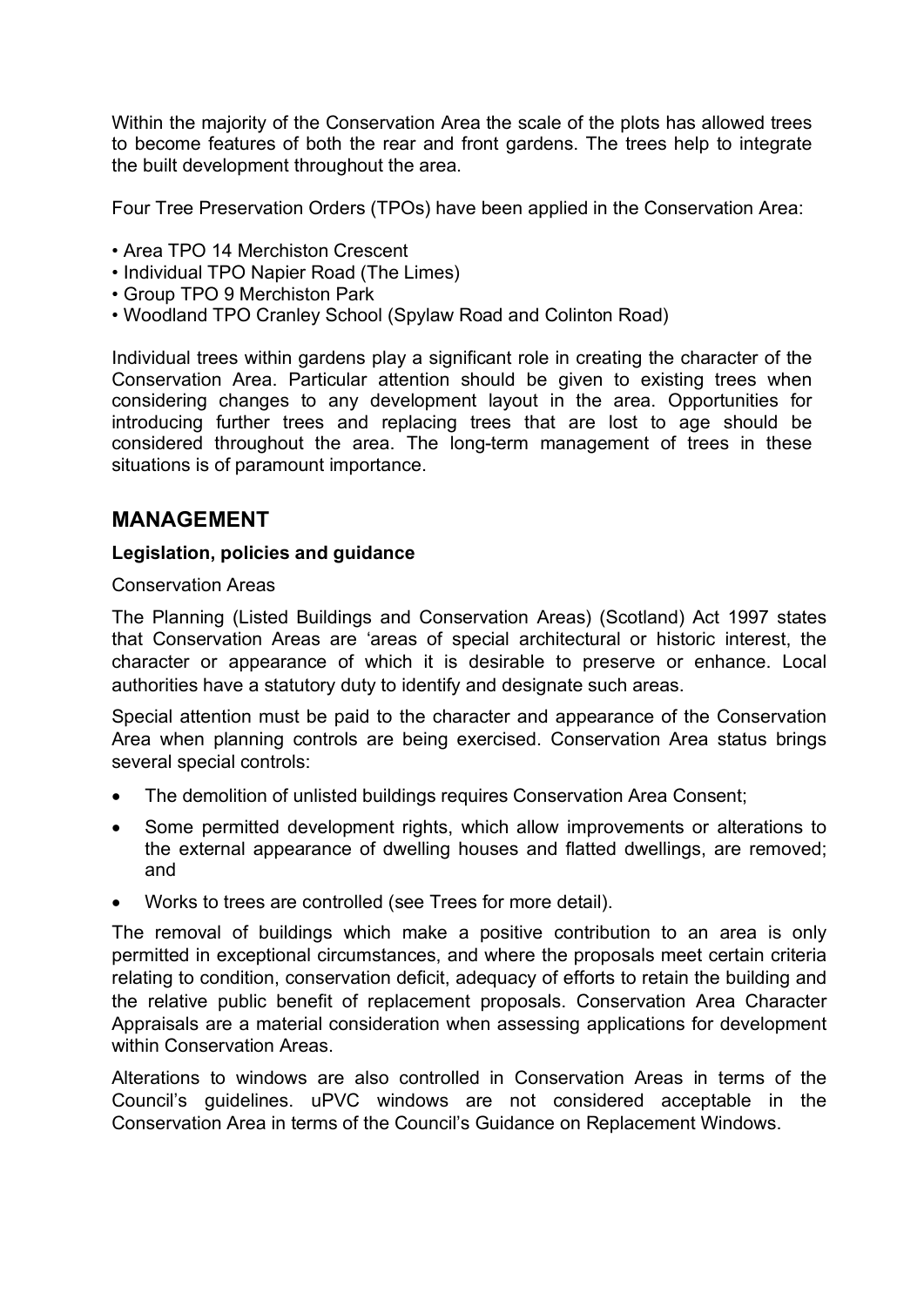Within the majority of the Conservation Area the scale of the plots has allowed trees to become features of both the rear and front gardens. The trees help to integrate the built development throughout the area.

Four Tree Preservation Orders (TPOs) have been applied in the Conservation Area:

- Area TPO 14 Merchiston Crescent
- Individual TPO Napier Road (The Limes)
- Group TPO 9 Merchiston Park
- Woodland TPO Cranley School (Spylaw Road and Colinton Road)

Individual trees within gardens play a significant role in creating the character of the Conservation Area. Particular attention should be given to existing trees when considering changes to any development layout in the area. Opportunities for introducing further trees and replacing trees that are lost to age should be considered throughout the area. The long-term management of trees in these situations is of paramount importance.

## MANAGEMENT

### Legislation, policies and guidance

Conservation Areas

The Planning (Listed Buildings and Conservation Areas) (Scotland) Act 1997 states that Conservation Areas are 'areas of special architectural or historic interest, the character or appearance of which it is desirable to preserve or enhance. Local authorities have a statutory duty to identify and designate such areas.

Special attention must be paid to the character and appearance of the Conservation Area when planning controls are being exercised. Conservation Area status brings several special controls:

- The demolition of unlisted buildings requires Conservation Area Consent;
- Some permitted development rights, which allow improvements or alterations to the external appearance of dwelling houses and flatted dwellings, are removed; and
- Works to trees are controlled (see Trees for more detail).

The removal of buildings which make a positive contribution to an area is only permitted in exceptional circumstances, and where the proposals meet certain criteria relating to condition, conservation deficit, adequacy of efforts to retain the building and the relative public benefit of replacement proposals. Conservation Area Character Appraisals are a material consideration when assessing applications for development within Conservation Areas.

Alterations to windows are also controlled in Conservation Areas in terms of the Council's guidelines. uPVC windows are not considered acceptable in the Conservation Area in terms of the Council's Guidance on Replacement Windows.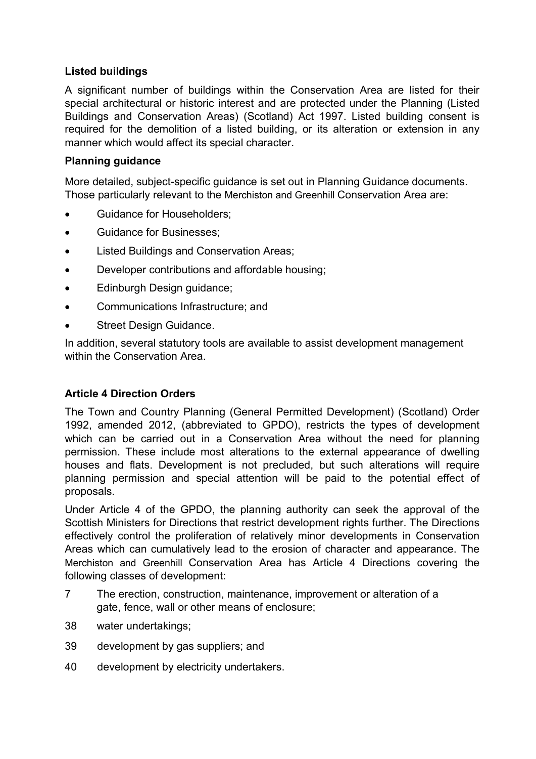**Listed buildings**

A significant number of buildings within the Conservation Area are listed for their special architectural or historic interest and are protected under the Planning (Listed Buildings and Conservation Areas) (Scotland) Act 1997. Listed building consent is required for the demolition of a listed building, or its alteration or extension in any manner which would affect its special character.

**Planning guidance**

More detailed, subject-specific guidance is set out in Planning Guidance documents. Those particularly relevant to the Merchiston and Greenhill Conservation Area are:

- Guidance for Householders;
- Guidance for Businesses;
- Listed Buildings and Conservation Areas;
- Developer contributions and affordable housing;
- Edinburgh Design guidance;
- Communications Infrastructure; and
- Street Design Guidance.

In addition, several statutory tools are available to assist development management within the Conservation Area.

**Article 4 Direction Orders**

The Town and Country Planning (General Permitted Development) (Scotland) Order 1992, amended 2012, (abbreviated to GPDO), restricts the types of development which can be carried out in a Conservation Area without the need for planning permission. These include most alterations to the external appearance of dwelling houses and flats. Development is not precluded, but such alterations will require planning permission and special attention will be paid to the potential effect of proposals.

Under Article 4 of the GPDO, the planning authority can seek the approval of the Scottish Ministers for Directions that restrict development rights further. The Directions effectively control the proliferation of relatively minor developments in Conservation Areas which can cumulatively lead to the erosion of character and appearance. The Merchiston and Greenhill Conservation Area has Article 4 Directions covering the following classes of development:

7 The erection, construction, maintenance, improvement or alteration of a gate, fence, wall or other means of enclosure;

38 water undertakings;

39 development by gas suppliers; and

40 development by electricity undertakers.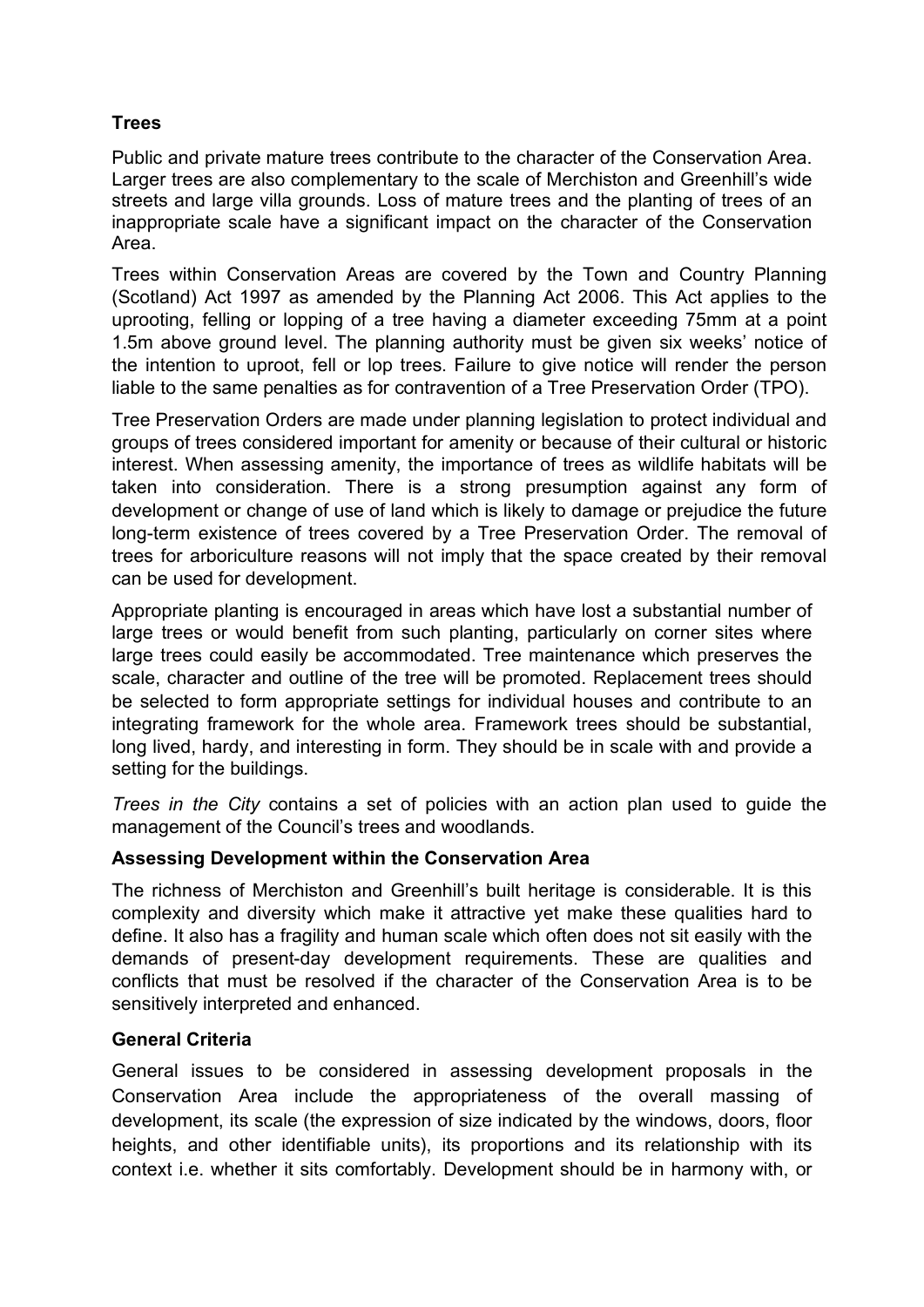**Trees**

Public and private mature trees contribute to the character of the Conservation Area. Larger trees are also complementary to the scale of Merchiston and Greenhill's wide streets and large villa grounds. Loss of mature trees and the planting of trees of an inappropriate scale have a significant impact on the character of the Conservation Area.

Trees within Conservation Areas are covered by the Town and Country Planning (Scotland) Act 1997 as amended by the Planning Act 2006. This Act applies to the uprooting, felling or lopping of a tree having a diameter exceeding 75mm at a point 1.5m above ground level. The planning authority must be given six weeks' notice of the intention to uproot, fell or lop trees. Failure to give notice will render the person liable to the same penalties as for contravention of a Tree Preservation Order (TPO).

Tree Preservation Orders are made under planning legislation to protect individual and groups of trees considered important for amenity or because of their cultural or historic interest. When assessing amenity, the importance of trees as wildlife habitats will be taken into consideration. There is a strong presumption against any form of development or change of use of land which is likely to damage or prejudice the future long-term existence of trees covered by a Tree Preservation Order. The removal of trees for arboriculture reasons will not imply that the space created by their removal can be used for development.

Appropriate planting is encouraged in areas which have lost a substantial number of large trees or would benefit from such planting, particularly on corner sites where large trees could easily be accommodated. Tree maintenance which preserves the scale, character and outline of the tree will be promoted. Replacement trees should be selected to form appropriate settings for individual houses and contribute to an integrating framework for the whole area. Framework trees should be substantial, long lived, hardy, and interesting in form. They should be in scale with and provide a setting for the buildings.

*Trees in the City* contains a set of policies with an action plan used to guide the management of the Council's trees and woodlands.

**Assessing Development within the Conservation Area**

The richness of Merchiston and Greenhill's built heritage is considerable. It is this complexity and diversity which make it attractive yet make these qualities hard to define. It also has a fragility and human scale which often does not sit easily with the demands of present-day development requirements. These are qualities and conflicts that must be resolved if the character of the Conservation Area is to be sensitively interpreted and enhanced.

**General Criteria**

General issues to be considered in assessing development proposals in the Conservation Area include the appropriateness of the overall massing of development, its scale (the expression of size indicated by the windows, doors, floor heights, and other identifiable units), its proportions and its relationship with its context i.e. whether it sits comfortably. Development should be in harmony with, or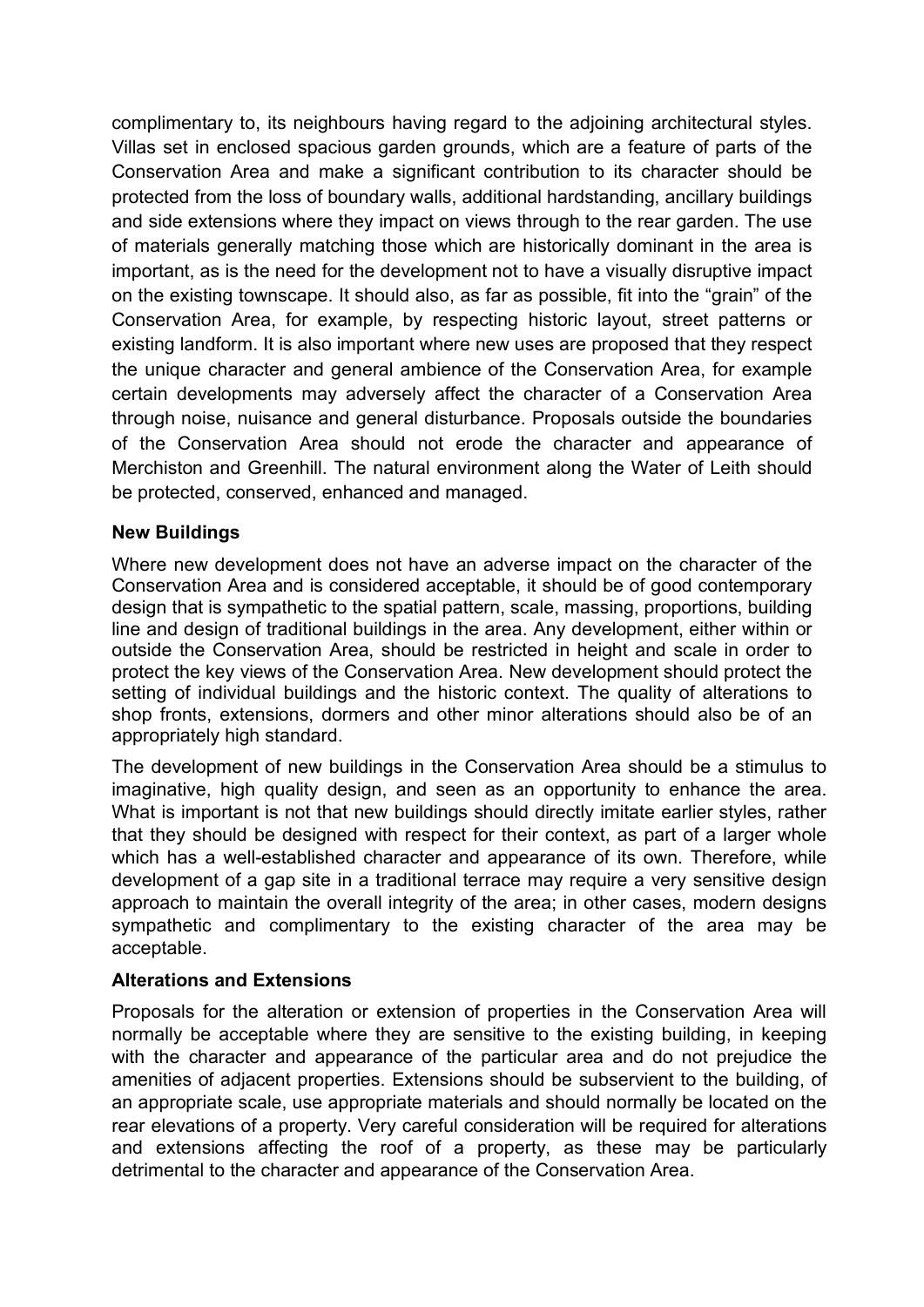complimentary to, its neighbours having regard to the adjoining architectural styles. Villas set in enclosed spacious garden grounds, which are a feature of parts of the Conservation Area and make a significant contribution to its character should be protected from the loss of boundary walls, additional hardstanding, ancillary buildings and side extensions where they impact on views through to the rear garden. The use of materials generally matching those which are historically dominant in the area is important, as is the need for the development not to have a visually disruptive impact on the existing townscape. It should also, as far as possible, fit into the "grain" of the Conservation Area, for example, by respecting historic layout, street patterns or existing landform. It is also important where new uses are proposed that they respect the unique character and general ambience of the Conservation Area, for example certain developments may adversely affect the character of a Conservation Area through noise, nuisance and general disturbance. Proposals outside the boundaries of the Conservation Area should not erode the character and appearance of Merchiston and Greenhill. The natural environment along the Water of Leith should be protected, conserved, enhanced and managed.

**New Buildings**

Where new development does not have an adverse impact on the character of the Conservation Area and is considered acceptable, it should be of good contemporary design that is sympathetic to the spatial pattern, scale, massing, proportions, building line and design of traditional buildings in the area. Any development, either within or outside the Conservation Area, should be restricted in height and scale in order to protect the key views of the Conservation Area. New development should protect the setting of individual buildings and the historic context. The quality of alterations to shop fronts, extensions, dormers and other minor alterations should also be of an appropriately high standard.

The development of new buildings in the Conservation Area should be a stimulus to imaginative, high quality design, and seen as an opportunity to enhance the area. What is important is not that new buildings should directly imitate earlier styles, rather that they should be designed with respect for their context, as part of a larger whole which has a well-established character and appearance of its own. Therefore, while development of a gap site in a traditional terrace may require a very sensitive design approach to maintain the overall integrity of the area; in other cases, modern designs sympathetic and complimentary to the existing character of the area may be acceptable.

**Alterations and Extensions**

Proposals for the alteration or extension of properties in the Conservation Area will normally be acceptable where they are sensitive to the existing building, in keeping with the character and appearance of the particular area and do not prejudice the amenities of adjacent properties. Extensions should be subservient to the building, of an appropriate scale, use appropriate materials and should normally be located on the rear elevations of a property. Very careful consideration will be required for alterations and extensions affecting the roof of a property, as these may be particularly detrimental to the character and appearance of the Conservation Area.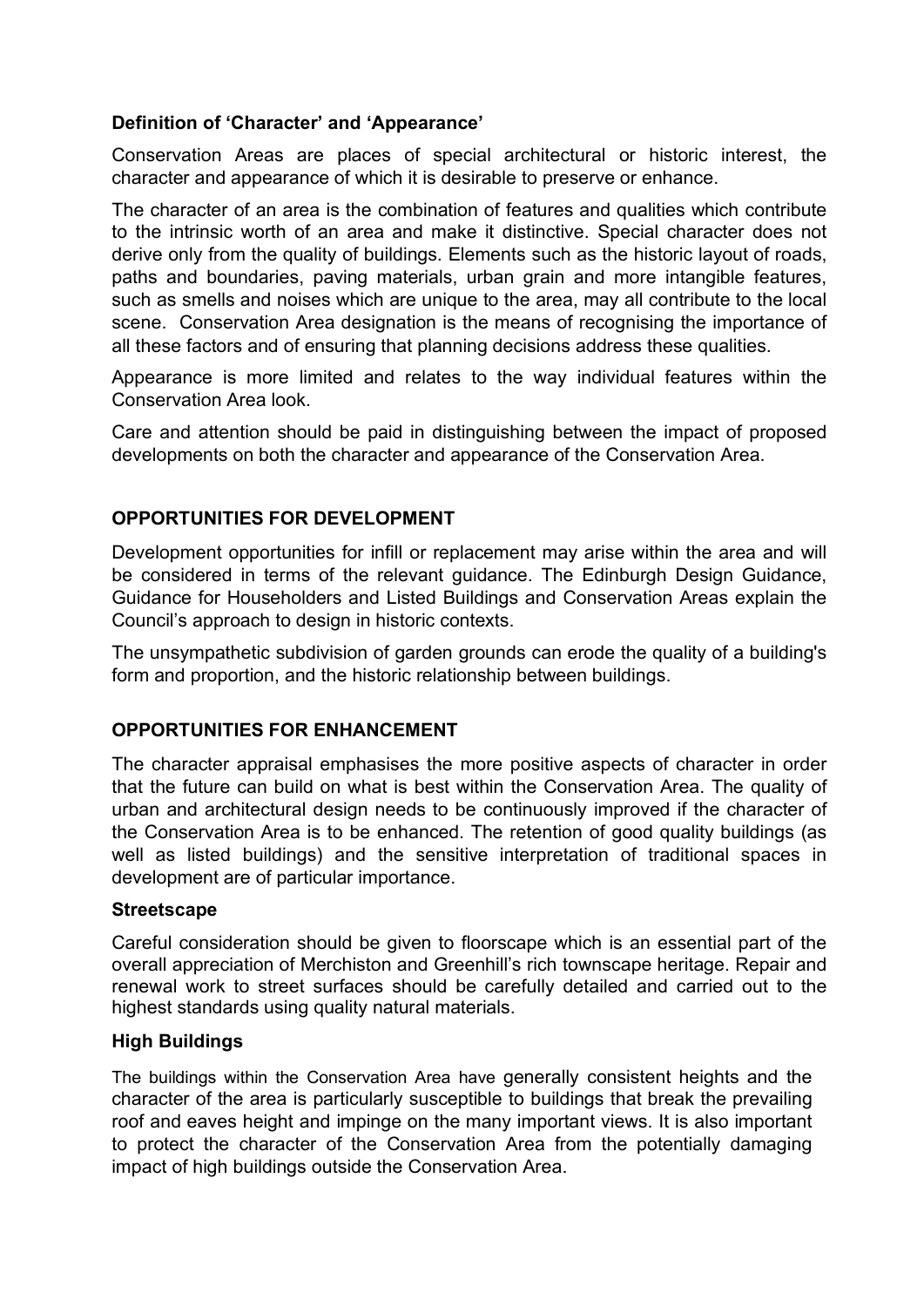### Definition of 'Character' and 'Appearance'

Conservation Areas are places of special architectural or historic interest, the character and appearance of which it is desirable to preserve or enhance.

The character of an area is the combination of features and qualities which contribute to the intrinsic worth of an area and make it distinctive. Special character does not derive only from the quality of buildings. Elements such as the historic layout of roads, paths and boundaries, paving materials, urban grain and more intangible features, such as smells and noises which are unique to the area, may all contribute to the local scene. Conservation Area designation is the means of recognising the importance of all these factors and of ensuring that planning decisions address these qualities.

Appearance is more limited and relates to the way individual features within the Conservation Area look.

Care and attention should be paid in distinguishing between the impact of proposed developments on both the character and appearance of the Conservation Area.

## OPPORTUNITIES FOR DEVELOPMENT

Development opportunities for infill or replacement may arise within the area and will be considered in terms of the relevant guidance. The Edinburgh Design Guidance, Guidance for Householders and Listed Buildings and Conservation Areas explain the Council's approach to design in historic contexts.

The unsympathetic subdivision of garden grounds can erode the quality of a building's form and proportion, and the historic relationship between buildings.

## OPPORTUNITIES FOR ENHANCEMENT

The character appraisal emphasises the more positive aspects of character in order that the future can build on what is best within the Conservation Area. The quality of urban and architectural design needs to be continuously improved if the character of the Conservation Area is to be enhanced. The retention of good quality buildings (as well as listed buildings) and the sensitive interpretation of traditional spaces in development are of particular importance.

### Streetscape

Careful consideration should be given to floorscape which is an essential part of the overall appreciation of Merchiston and Greenhill's rich townscape heritage. Repair and renewal work to street surfaces should be carefully detailed and carried out to the highest standards using quality natural materials.

### High Buildings

The buildings within the Conservation Area have generally consistent heights and the character of the area is particularly susceptible to buildings that break the prevailing roof and eaves height and impinge on the many important views. It is also important to protect the character of the Conservation Area from the potentially damaging impact of high buildings outside the Conservation Area.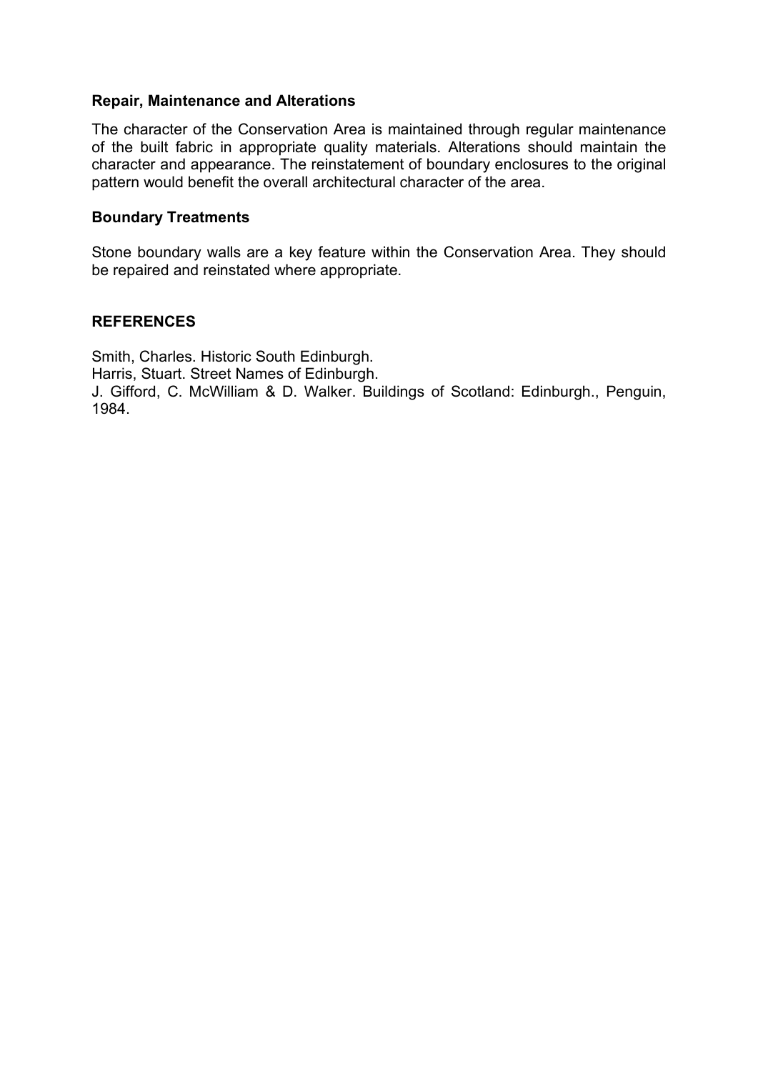### Repair, Maintenance and Alterations

The character of the Conservation Area is maintained through regular maintenance of the built fabric in appropriate quality materials. Alterations should maintain the character and appearance. The reinstatement of boundary enclosures to the original pattern would benefit the overall architectural character of the area.

### Boundary Treatments

Stone boundary walls are a key feature within the Conservation Area. They should be repaired and reinstated where appropriate.

## REFERENCES

Smith, Charles. Historic South Edinburgh.
Harris, Stuart. Street Names of Edinburgh.
J. Gifford, C. McWilliam & D. Walker. Buildings of Scotland: Edinburgh., Penguin, 1984.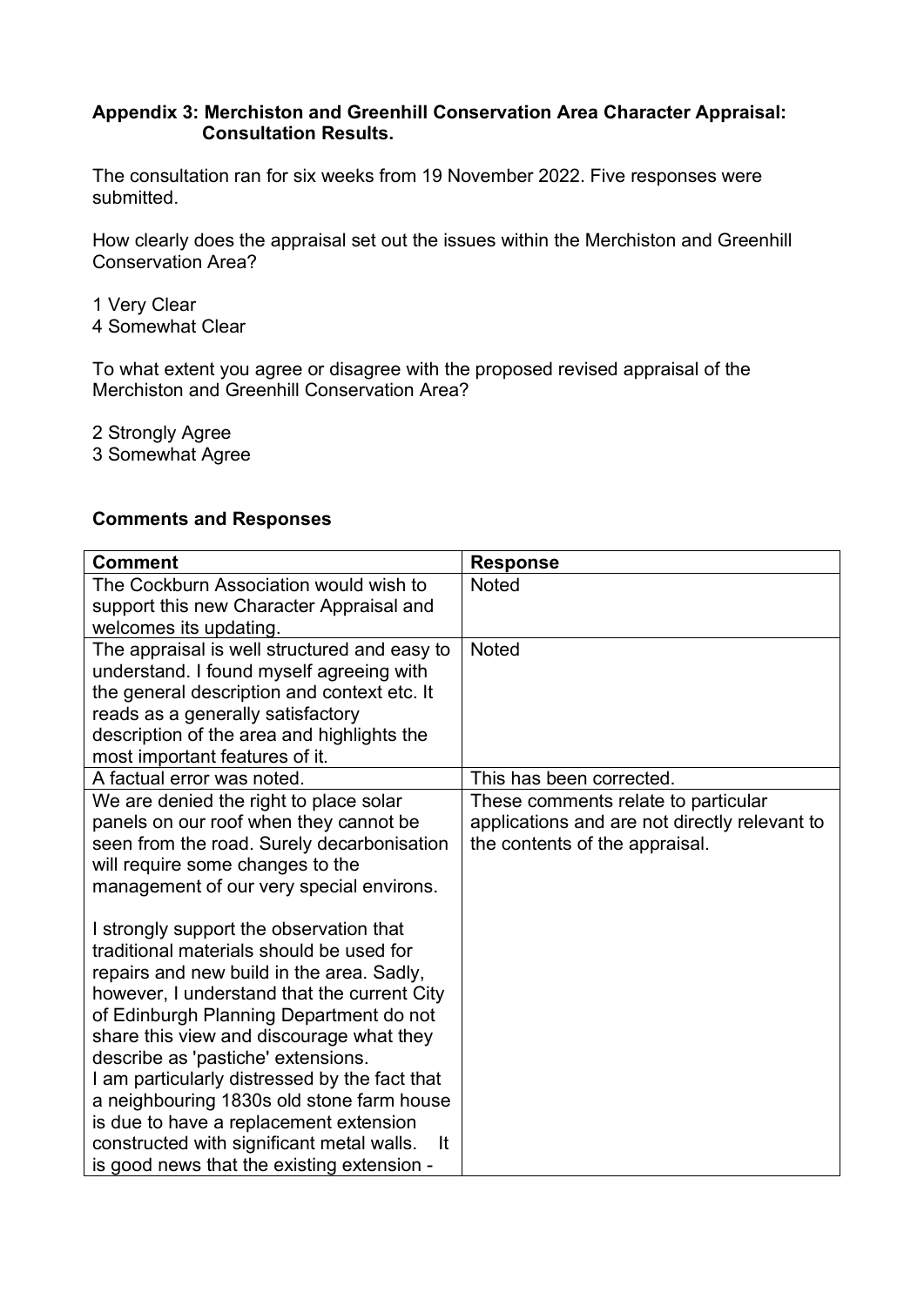**Appendix 3: Merchiston and Greenhill Conservation Area Character Appraisal: Consultation Results.**

The consultation ran for six weeks from 19 November 2022. Five responses were submitted.

How clearly does the appraisal set out the issues within the Merchiston and Greenhill Conservation Area?

1 Very Clear
4 Somewhat Clear

To what extent you agree or disagree with the proposed revised appraisal of the Merchiston and Greenhill Conservation Area?

2 Strongly Agree
3 Somewhat Agree

## Comments and Responses

| Comment | Response |
|---|---|
| The Cockburn Association would wish to support this new Character Appraisal and welcomes its updating. | Noted |
| The appraisal is well structured and easy to understand. I found myself agreeing with the general description and context etc. It reads as a generally satisfactory description of the area and highlights the most important features of it. | Noted |
| A factual error was noted. | This has been corrected. |
| We are denied the right to place solar panels on our roof when they cannot be seen from the road. Surely decarbonisation will require some changes to the management of our very special environs.<br><br>I strongly support the observation that traditional materials should be used for repairs and new build in the area. Sadly, however, I understand that the current City of Edinburgh Planning Department do not share this view and discourage what they describe as 'pastiche' extensions.<br>I am particularly distressed by the fact that a neighbouring 1830s old stone farm house is due to have a replacement extension constructed with significant metal walls. It is good news that the existing extension - | These comments relate to particular applications and are not directly relevant to the contents of the appraisal. |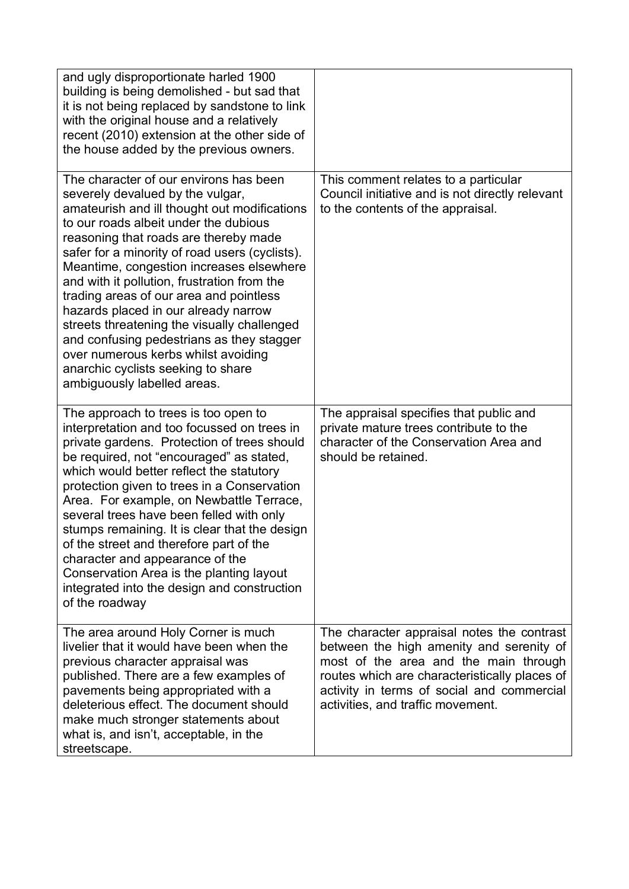| | |
|---|---|
| and ugly disproportionate harled 1900 building is being demolished - but sad that it is not being replaced by sandstone to link with the original house and a relatively recent (2010) extension at the other side of the house added by the previous owners. | |
| The character of our environs has been severely devalued by the vulgar, amateurish and ill thought out modifications to our roads albeit under the dubious reasoning that roads are thereby made safer for a minority of road users (cyclists). Meantime, congestion increases elsewhere and with it pollution, frustration from the trading areas of our area and pointless hazards placed in our already narrow streets threatening the visually challenged and confusing pedestrians as they stagger over numerous kerbs whilst avoiding anarchic cyclists seeking to share ambiguously labelled areas. | This comment relates to a particular Council initiative and is not directly relevant to the contents of the appraisal. |
| The approach to trees is too open to interpretation and too focussed on trees in private gardens. Protection of trees should be required, not "encouraged" as stated, which would better reflect the statutory protection given to trees in a Conservation Area. For example, on Newbattle Terrace, several trees have been felled with only stumps remaining. It is clear that the design of the street and therefore part of the character and appearance of the Conservation Area is the planting layout integrated into the design and construction of the roadway | The appraisal specifies that public and private mature trees contribute to the character of the Conservation Area and should be retained. |
| The area around Holy Corner is much livelier that it would have been when the previous character appraisal was published. There are a few examples of pavements being appropriated with a deleterious effect. The document should make much stronger statements about what is, and isn't, acceptable, in the streetscape. | The character appraisal notes the contrast between the high amenity and serenity of most of the area and the main through routes which are characteristically places of activity in terms of social and commercial activities, and traffic movement. |